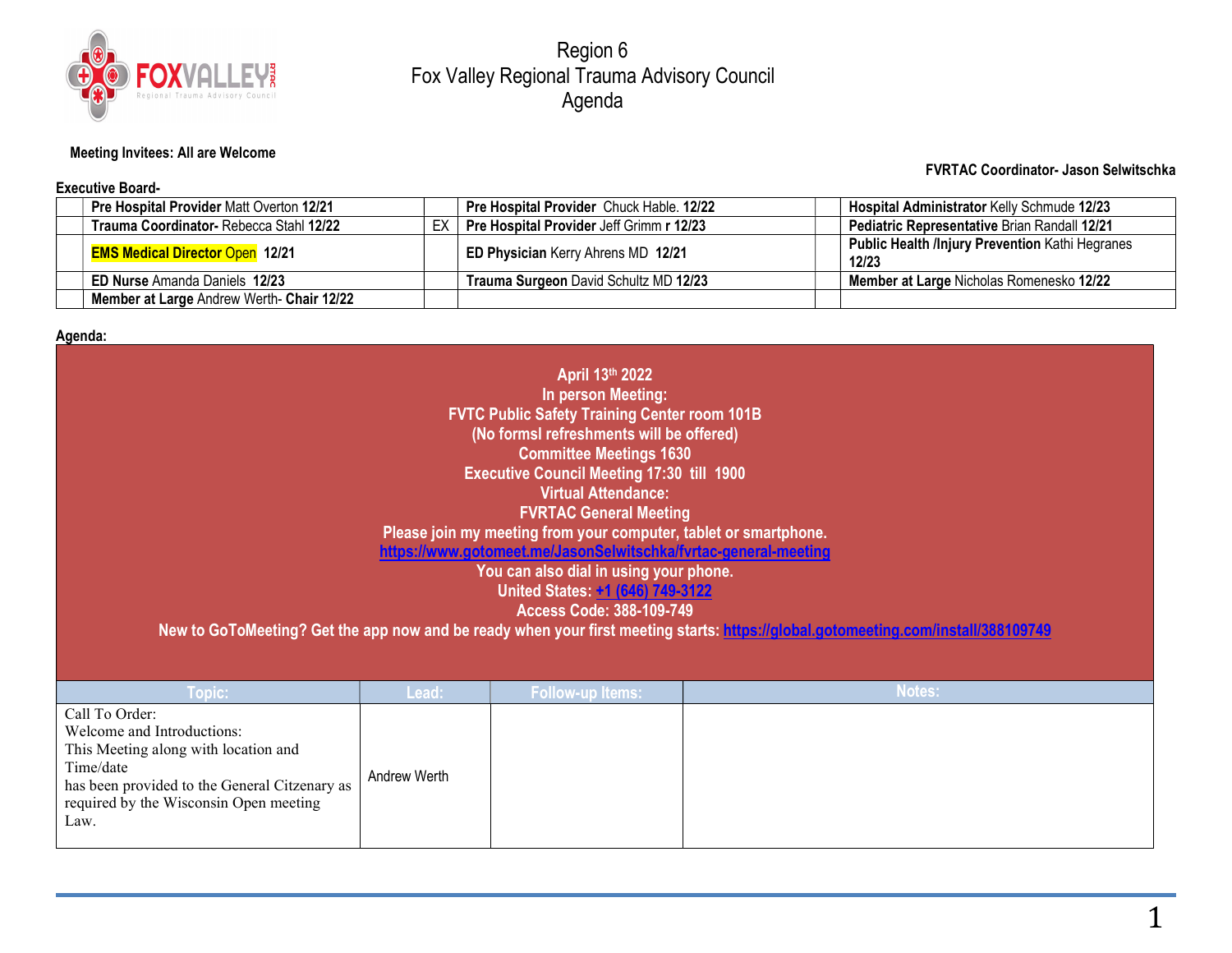# Region 6
# Fox Valley Regional Trauma Advisory Council
# Agenda

**Meeting Invitees: All are Welcome**

**FVRTAC Coordinator- Jason Selwitschka**

**Executive Board-**

| | | | | | |
|---|---|---|---|---|---|
| | **Pre Hospital Provider** Matt Overton **12/21** | | **Pre Hospital Provider** Chuck Hable. **12/22** | | **Hospital Administrator** Kelly Schmude **12/23** |
| | **Trauma Coordinator-** Rebecca Stahl **12/22** | EX | **Pre Hospital Provider** Jeff Grimm **r 12/23** | | **Pediatric Representative** Brian Randall **12/21** |
| | **EMS Medical Director** Open **12/21** | | **ED Physician** Kerry Ahrens MD **12/21** | | **Public Health /Injury Prevention** Kathi Hegranes **12/23** |
| | **ED Nurse** Amanda Daniels **12/23** | | **Trauma Surgeon** David Schultz MD **12/23** | | **Member at Large** Nicholas Romenesko **12/22** |
| | **Member at Large** Andrew Werth- **Chair 12/22** | | | | |

**Agenda:**

**April 13th 2022**
**In person Meeting:**
**FVTC Public Safety Training Center room 101B**
**(No formsl refreshments will be offered)**
**Committee Meetings 1630**
**Executive Council Meeting 17:30 till 1900**
**Virtual Attendance:**
**FVRTAC General Meeting**
**Please join my meeting from your computer, tablet or smartphone.**
**https://www.gotomeet.me/JasonSelwitschka/fvrtac-general-meeting**
**You can also dial in using your phone.**
**United States: +1 (646) 749-3122**
**Access Code: 388-109-749**
**New to GoToMeeting? Get the app now and be ready when your first meeting starts: https://global.gotomeeting.com/install/388109749**

| Topic: | Lead: | Follow-up Items: | Notes: |
|---|---|---|---|
| Call To Order:<br>Welcome and Introductions:<br>This Meeting along with location and Time/date<br>has been provided to the General Citzenary as required by the Wisconsin Open meeting Law. | Andrew Werth | | |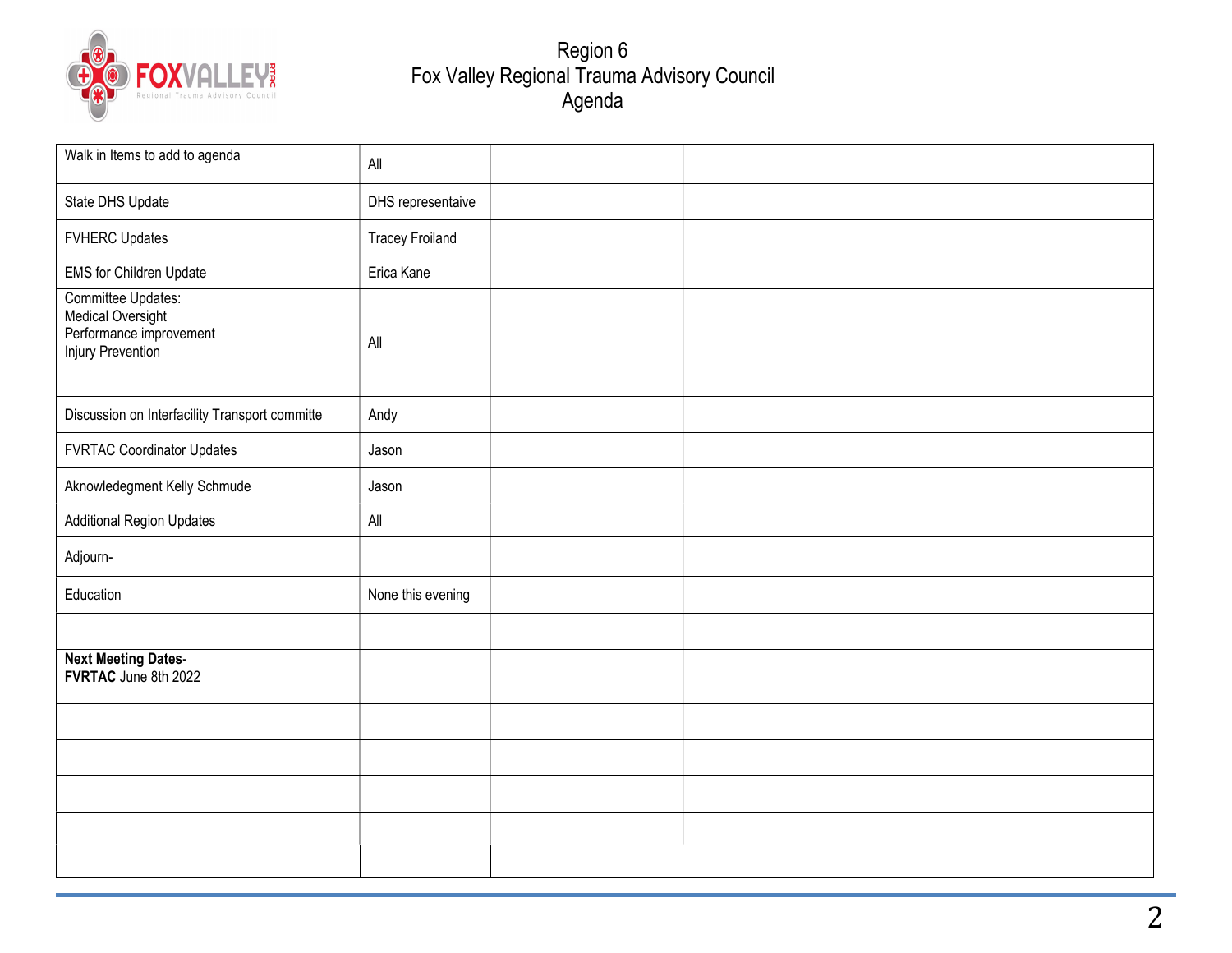# Region 6
# Fox Valley Regional Trauma Advisory Council
# Agenda

| | | | |
|---|---|---|---|
| Walk in Items to add to agenda | All | | |
| State DHS Update | DHS representaive | | |
| FVHERC Updates | Tracey Froiland | | |
| EMS for Children Update | Erica Kane | | |
| Committee Updates:<br>Medical Oversight<br>Performance improvement<br>Injury Prevention | All | | |
| Discussion on Interfacility Transport committe | Andy | | |
| FVRTAC Coordinator Updates | Jason | | |
| Aknowledegment Kelly Schmude | Jason | | |
| Additional Region Updates | All | | |
| Adjourn- | | | |
| Education | None this evening | | |
| | | | |
| **Next Meeting Dates-**<br>**FVRTAC** June 8th 2022 | | | |
| | | | |
| | | | |
| | | | |
| | | | |
| | | | |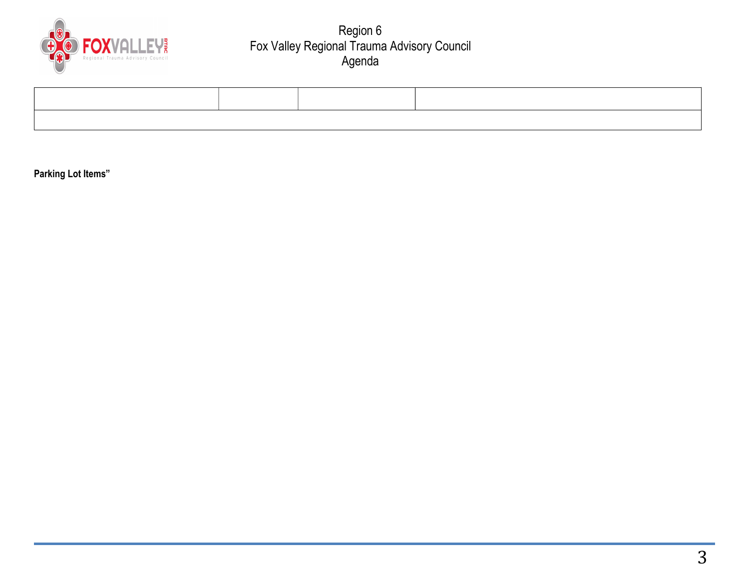| | | | |
|---|---|---|---|
| | | | |
| | | | |

**Parking Lot Items"**